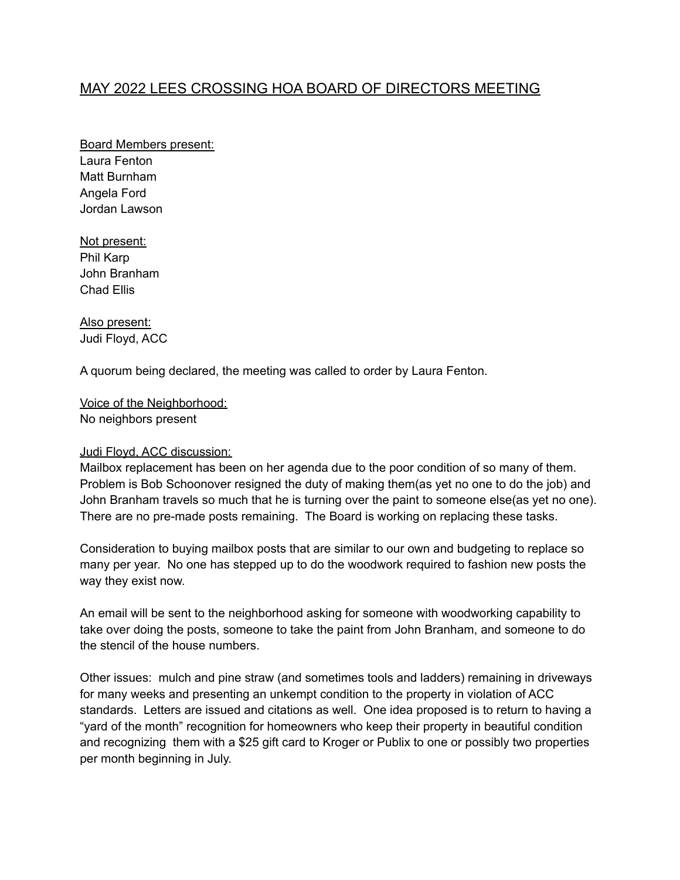# MAY 2022 LEES CROSSING HOA BOARD OF DIRECTORS MEETING

Board Members present:
Laura Fenton
Matt Burnham
Angela Ford
Jordan Lawson

Not present:
Phil Karp
John Branham
Chad Ellis

Also present:
Judi Floyd, ACC

A quorum being declared, the meeting was called to order by Laura Fenton.

Voice of the Neighborhood:
No neighbors present

Judi Floyd, ACC discussion:
Mailbox replacement has been on her agenda due to the poor condition of so many of them. Problem is Bob Schoonover resigned the duty of making them(as yet no one to do the job) and John Branham travels so much that he is turning over the paint to someone else(as yet no one). There are no pre-made posts remaining. The Board is working on replacing these tasks.

Consideration to buying mailbox posts that are similar to our own and budgeting to replace so many per year. No one has stepped up to do the woodwork required to fashion new posts the way they exist now.

An email will be sent to the neighborhood asking for someone with woodworking capability to take over doing the posts, someone to take the paint from John Branham, and someone to do the stencil of the house numbers.

Other issues: mulch and pine straw (and sometimes tools and ladders) remaining in driveways for many weeks and presenting an unkempt condition to the property in violation of ACC standards. Letters are issued and citations as well. One idea proposed is to return to having a "yard of the month" recognition for homeowners who keep their property in beautiful condition and recognizing them with a $25 gift card to Kroger or Publix to one or possibly two properties per month beginning in July.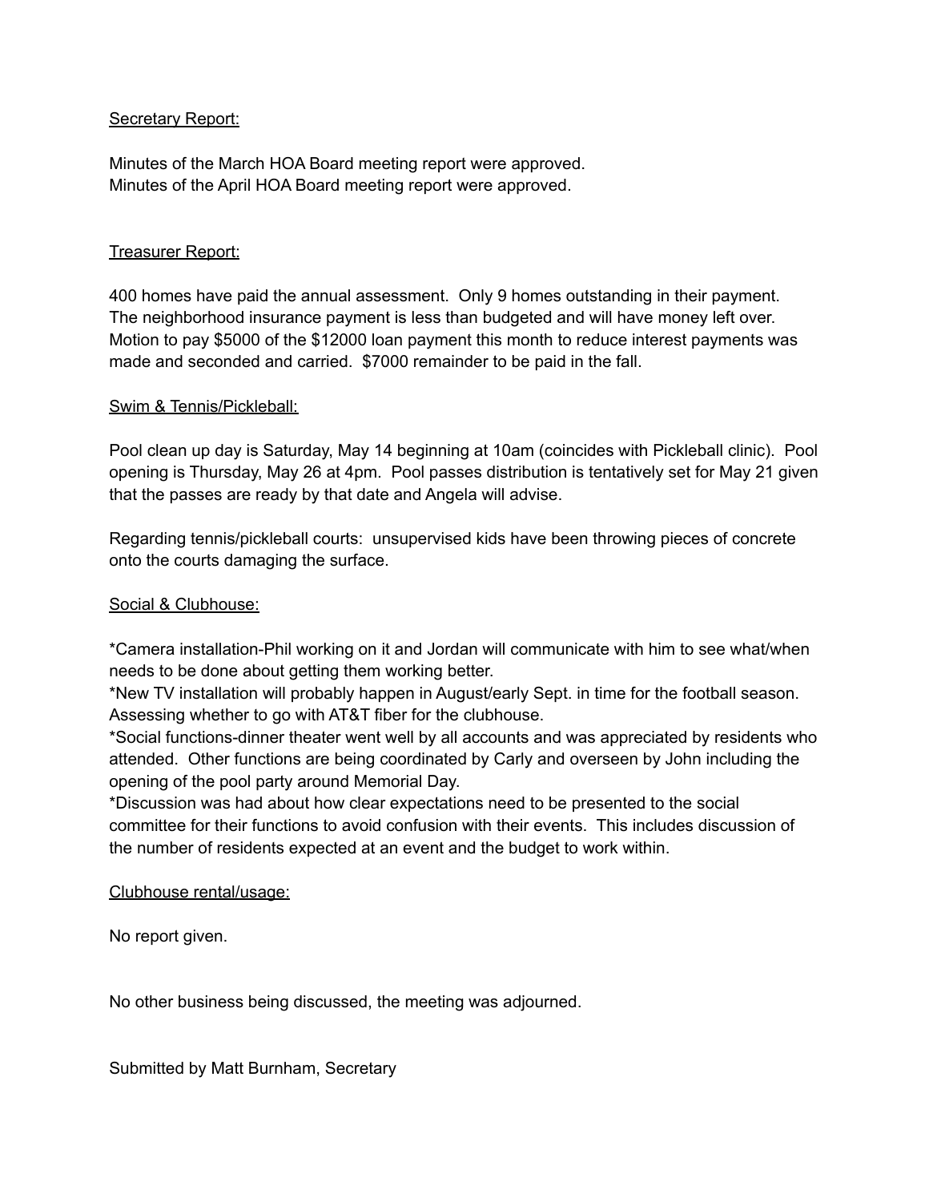<u>Secretary Report:</u>

Minutes of the March HOA Board meeting report were approved.
Minutes of the April HOA Board meeting report were approved.

<u>Treasurer Report:</u>

400 homes have paid the annual assessment. Only 9 homes outstanding in their payment. The neighborhood insurance payment is less than budgeted and will have money left over. Motion to pay $5000 of the $12000 loan payment this month to reduce interest payments was made and seconded and carried. $7000 remainder to be paid in the fall.

<u>Swim & Tennis/Pickleball:</u>

Pool clean up day is Saturday, May 14 beginning at 10am (coincides with Pickleball clinic). Pool opening is Thursday, May 26 at 4pm. Pool passes distribution is tentatively set for May 21 given that the passes are ready by that date and Angela will advise.

Regarding tennis/pickleball courts: unsupervised kids have been throwing pieces of concrete onto the courts damaging the surface.

<u>Social & Clubhouse:</u>

*Camera installation-Phil working on it and Jordan will communicate with him to see what/when needs to be done about getting them working better.
*New TV installation will probably happen in August/early Sept. in time for the football season. Assessing whether to go with AT&T fiber for the clubhouse.
*Social functions-dinner theater went well by all accounts and was appreciated by residents who attended. Other functions are being coordinated by Carly and overseen by John including the opening of the pool party around Memorial Day.
*Discussion was had about how clear expectations need to be presented to the social committee for their functions to avoid confusion with their events. This includes discussion of the number of residents expected at an event and the budget to work within.

<u>Clubhouse rental/usage:</u>

No report given.

No other business being discussed, the meeting was adjourned.

Submitted by Matt Burnham, Secretary